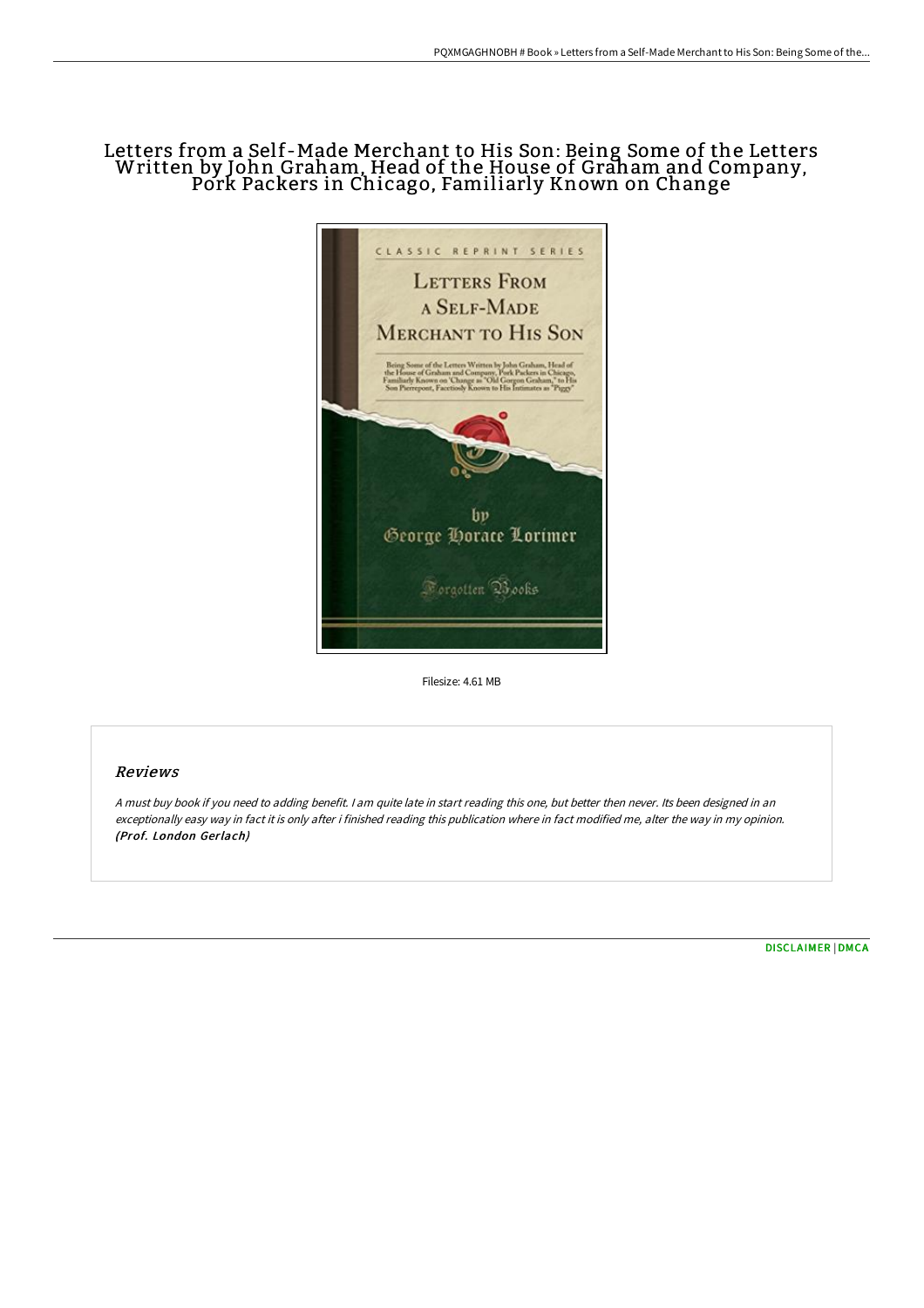# Letters from a Self-Made Merchant to His Son: Being Some of the Letters Written by John Graham, Head of the House of Graham and Company, Pork Packers in Chicago, Familiarly Known on Change

Filesize: 4.61 MB

## Reviews

*A must buy book if you need to adding benefit. I am quite late in start reading this one, but better then never. Its been designed in an exceptionally easy way in fact it is only after i finished reading this publication where in fact modified me, alter the way in my opinion.* ***(Prof. London Gerlach)***

DISCLAIMER | DMCA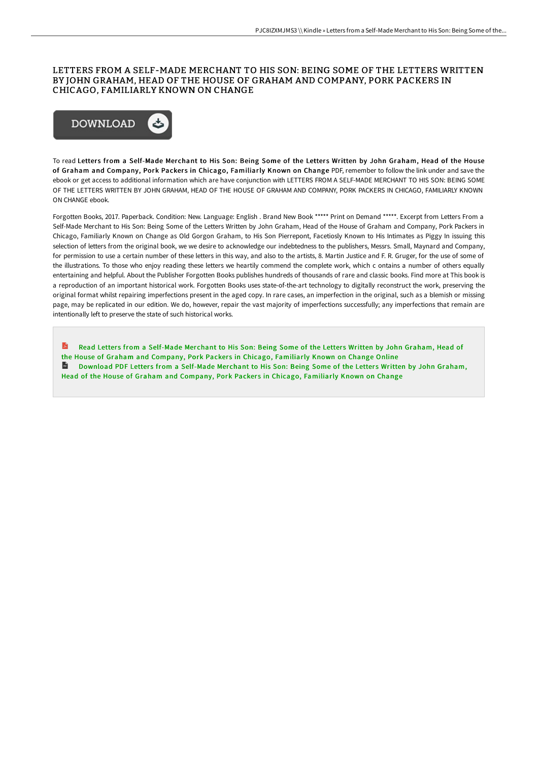# LETTERS FROM A SELF-MADE MERCHANT TO HIS SON: BEING SOME OF THE LETTERS WRITTEN BY JOHN GRAHAM, HEAD OF THE HOUSE OF GRAHAM AND COMPANY, PORK PACKERS IN CHICAGO, FAMILIARLY KNOWN ON CHANGE

DOWNLOAD

To read **Letters from a Self-Made Merchant to His Son: Being Some of the Letters Written by John Graham, Head of the House of Graham and Company, Pork Packers in Chicago, Familiarly Known on Change** PDF, remember to follow the link under and save the ebook or get access to additional information which are have conjunction with LETTERS FROM A SELF-MADE MERCHANT TO HIS SON: BEING SOME OF THE LETTERS WRITTEN BY JOHN GRAHAM, HEAD OF THE HOUSE OF GRAHAM AND COMPANY, PORK PACKERS IN CHICAGO, FAMILIARLY KNOWN ON CHANGE ebook.

Forgotten Books, 2017. Paperback. Condition: New. Language: English . Brand New Book ***** Print on Demand *****. Excerpt from Letters From a Self-Made Merchant to His Son: Being Some of the Letters Written by John Graham, Head of the House of Graham and Company, Pork Packers in Chicago, Familiarly Known on Change as Old Gorgon Graham, to His Son Pierrepont, Facetiosly Known to His Intimates as Piggy In issuing this selection of letters from the original book, we we desire to acknowledge our indebtedness to the publishers, Messrs. Small, Maynard and Company, for permission to use a certain number of these letters in this way, and also to the artists, 8. Martin Justice and F. R. Gruger, for the use of some of the illustrations. To those who enjoy reading these letters we heartily commend the complete work, which c ontains a number of others equally entertaining and helpful. About the Publisher Forgotten Books publishes hundreds of thousands of rare and classic books. Find more at This book is a reproduction of an important historical work. Forgotten Books uses state-of-the-art technology to digitally reconstruct the work, preserving the original format whilst repairing imperfections present in the aged copy. In rare cases, an imperfection in the original, such as a blemish or missing page, may be replicated in our edition. We do, however, repair the vast majority of imperfections successfully; any imperfections that remain are intentionally left to preserve the state of such historical works.

- Read Letters from a Self-Made Merchant to His Son: Being Some of the Letters Written by John Graham, Head of the House of Graham and Company, Pork Packers in Chicago, Familiarly Known on Change Online
- Download PDF Letters from a Self-Made Merchant to His Son: Being Some of the Letters Written by John Graham, Head of the House of Graham and Company, Pork Packers in Chicago, Familiarly Known on Change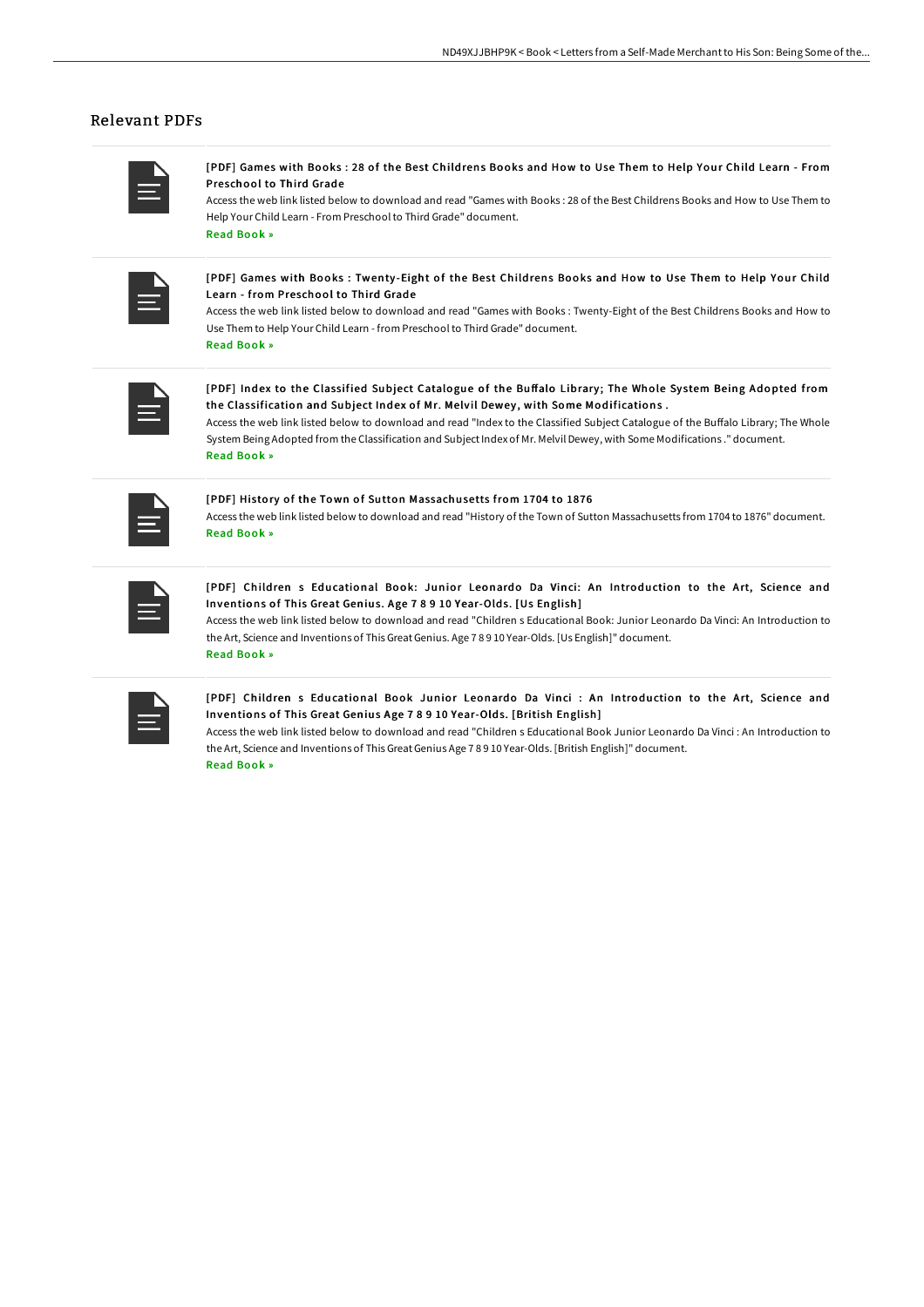## Relevant PDFs

[PDF] Games with Books : 28 of the Best Childrens Books and How to Use Them to Help Your Child Learn - From Preschool to Third Grade

Access the web link listed below to download and read "Games with Books : 28 of the Best Childrens Books and How to Use Them to Help Your Child Learn - From Preschool to Third Grade" document.

Read Book »

[PDF] Games with Books : Twenty-Eight of the Best Childrens Books and How to Use Them to Help Your Child Learn - from Preschool to Third Grade

Access the web link listed below to download and read "Games with Books : Twenty-Eight of the Best Childrens Books and How to Use Them to Help Your Child Learn - from Preschool to Third Grade" document.

Read Book »

[PDF] Index to the Classified Subject Catalogue of the Buffalo Library; The Whole System Being Adopted from the Classification and Subject Index of Mr. Melvil Dewey, with Some Modifications .

Access the web link listed below to download and read "Index to the Classified Subject Catalogue of the Buffalo Library; The Whole System Being Adopted from the Classification and Subject Index of Mr. Melvil Dewey, with Some Modifications ." document.

Read Book »

[PDF] History of the Town of Sutton Massachusetts from 1704 to 1876

Access the web link listed below to download and read "History of the Town of Sutton Massachusetts from 1704 to 1876" document.

Read Book »

[PDF] Children s Educational Book: Junior Leonardo Da Vinci: An Introduction to the Art, Science and Inventions of This Great Genius. Age 7 8 9 10 Year-Olds. [Us English]

Access the web link listed below to download and read "Children s Educational Book: Junior Leonardo Da Vinci: An Introduction to the Art, Science and Inventions of This Great Genius. Age 7 8 9 10 Year-Olds. [Us English]" document.

Read Book »

[PDF] Children s Educational Book Junior Leonardo Da Vinci : An Introduction to the Art, Science and Inventions of This Great Genius Age 7 8 9 10 Year-Olds. [British English]

Access the web link listed below to download and read "Children s Educational Book Junior Leonardo Da Vinci : An Introduction to the Art, Science and Inventions of This Great Genius Age 7 8 9 10 Year-Olds. [British English]" document.

Read Book »